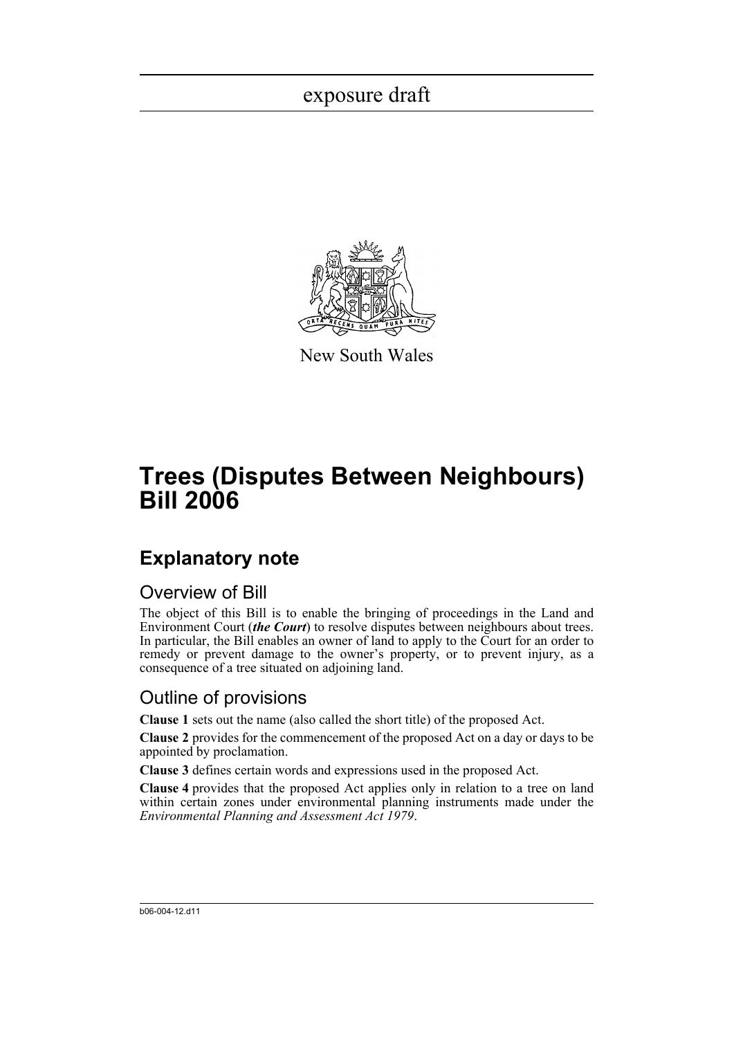exposure draft

New South Wales

# Trees (Disputes Between Neighbours) Bill 2006

## Explanatory note

### Overview of Bill

The object of this Bill is to enable the bringing of proceedings in the Land and Environment Court (***the Court***) to resolve disputes between neighbours about trees. In particular, the Bill enables an owner of land to apply to the Court for an order to remedy or prevent damage to the owner's property, or to prevent injury, as a consequence of a tree situated on adjoining land.

### Outline of provisions

**Clause 1** sets out the name (also called the short title) of the proposed Act.

**Clause 2** provides for the commencement of the proposed Act on a day or days to be appointed by proclamation.

**Clause 3** defines certain words and expressions used in the proposed Act.

**Clause 4** provides that the proposed Act applies only in relation to a tree on land within certain zones under environmental planning instruments made under the *Environmental Planning and Assessment Act 1979*.

b06-004-12.d11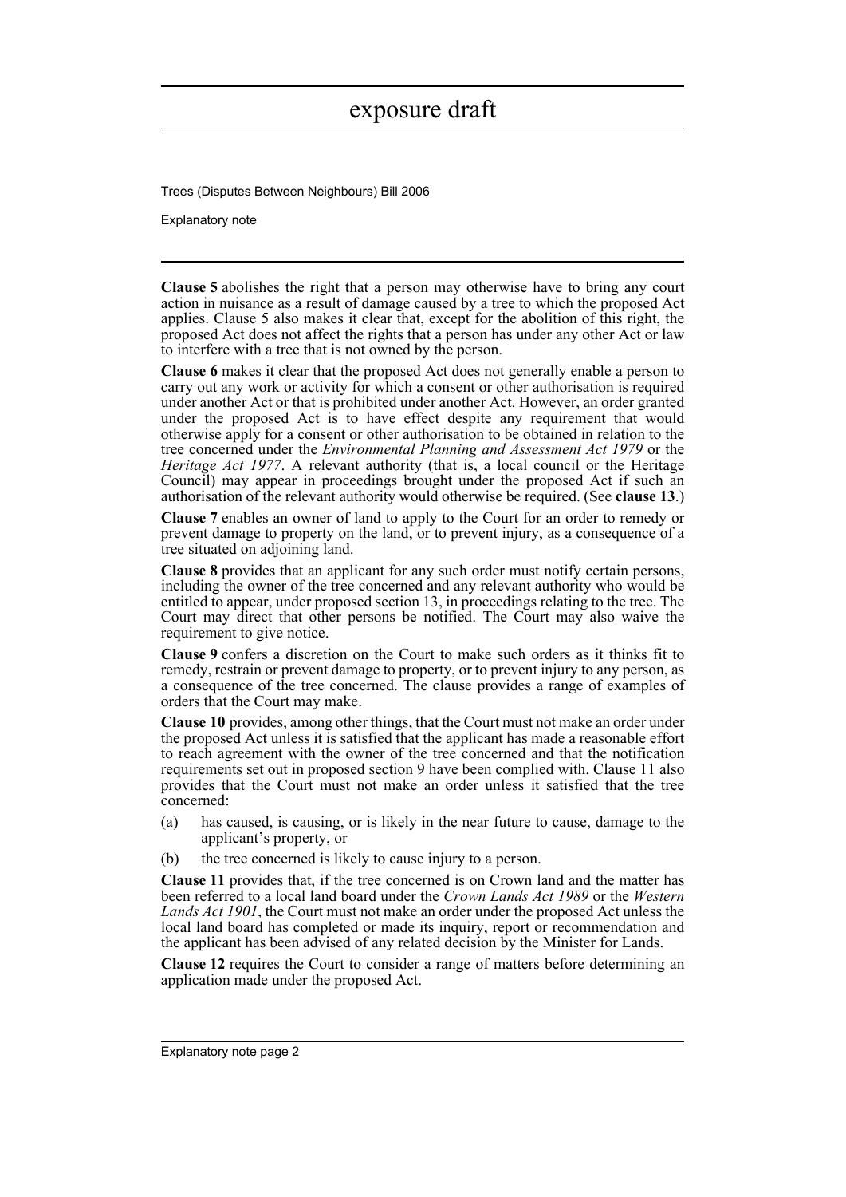**Clause 5** abolishes the right that a person may otherwise have to bring any court action in nuisance as a result of damage caused by a tree to which the proposed Act applies. Clause 5 also makes it clear that, except for the abolition of this right, the proposed Act does not affect the rights that a person has under any other Act or law to interfere with a tree that is not owned by the person.

**Clause 6** makes it clear that the proposed Act does not generally enable a person to carry out any work or activity for which a consent or other authorisation is required under another Act or that is prohibited under another Act. However, an order granted under the proposed Act is to have effect despite any requirement that would otherwise apply for a consent or other authorisation to be obtained in relation to the tree concerned under the *Environmental Planning and Assessment Act 1979* or the *Heritage Act 1977*. A relevant authority (that is, a local council or the Heritage Council) may appear in proceedings brought under the proposed Act if such an authorisation of the relevant authority would otherwise be required. (See **clause 13**.)

**Clause 7** enables an owner of land to apply to the Court for an order to remedy or prevent damage to property on the land, or to prevent injury, as a consequence of a tree situated on adjoining land.

**Clause 8** provides that an applicant for any such order must notify certain persons, including the owner of the tree concerned and any relevant authority who would be entitled to appear, under proposed section 13, in proceedings relating to the tree. The Court may direct that other persons be notified. The Court may also waive the requirement to give notice.

**Clause 9** confers a discretion on the Court to make such orders as it thinks fit to remedy, restrain or prevent damage to property, or to prevent injury to any person, as a consequence of the tree concerned. The clause provides a range of examples of orders that the Court may make.

**Clause 10** provides, among other things, that the Court must not make an order under the proposed Act unless it is satisfied that the applicant has made a reasonable effort to reach agreement with the owner of the tree concerned and that the notification requirements set out in proposed section 9 have been complied with. Clause 11 also provides that the Court must not make an order unless it satisfied that the tree concerned:

(a) has caused, is causing, or is likely in the near future to cause, damage to the applicant's property, or

(b) the tree concerned is likely to cause injury to a person.

**Clause 11** provides that, if the tree concerned is on Crown land and the matter has been referred to a local land board under the *Crown Lands Act 1989* or the *Western Lands Act 1901*, the Court must not make an order under the proposed Act unless the local land board has completed or made its inquiry, report or recommendation and the applicant has been advised of any related decision by the Minister for Lands.

**Clause 12** requires the Court to consider a range of matters before determining an application made under the proposed Act.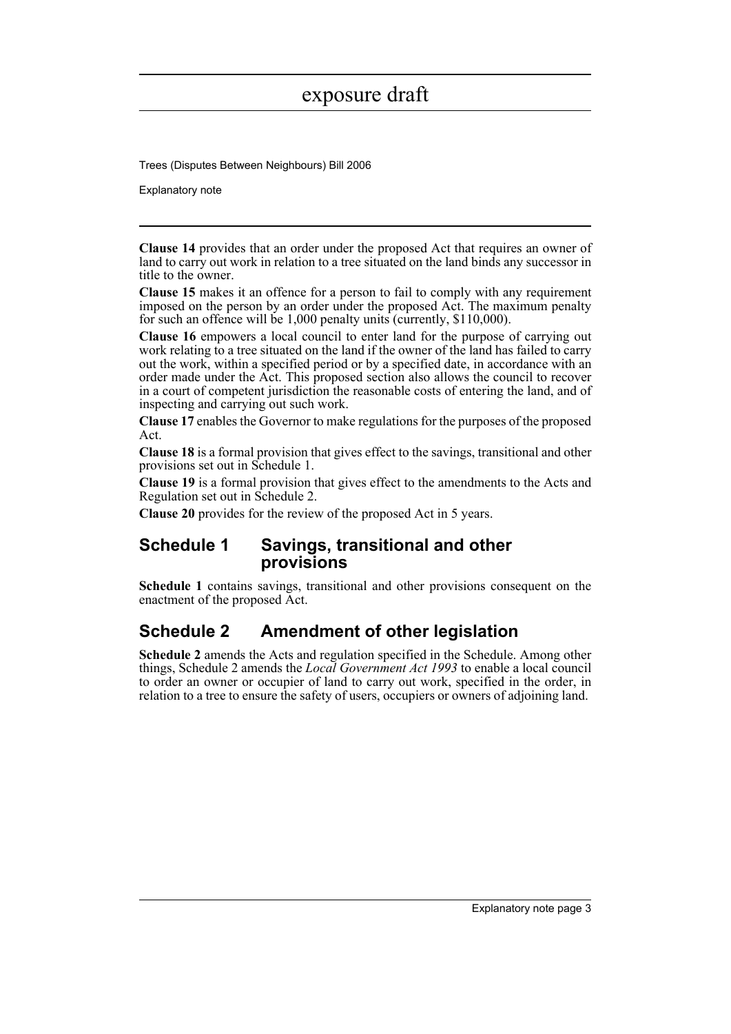**Clause 14** provides that an order under the proposed Act that requires an owner of land to carry out work in relation to a tree situated on the land binds any successor in title to the owner.

**Clause 15** makes it an offence for a person to fail to comply with any requirement imposed on the person by an order under the proposed Act. The maximum penalty for such an offence will be 1,000 penalty units (currently, $110,000).

**Clause 16** empowers a local council to enter land for the purpose of carrying out work relating to a tree situated on the land if the owner of the land has failed to carry out the work, within a specified period or by a specified date, in accordance with an order made under the Act. This proposed section also allows the council to recover in a court of competent jurisdiction the reasonable costs of entering the land, and of inspecting and carrying out such work.

**Clause 17** enables the Governor to make regulations for the purposes of the proposed Act.

**Clause 18** is a formal provision that gives effect to the savings, transitional and other provisions set out in Schedule 1.

**Clause 19** is a formal provision that gives effect to the amendments to the Acts and Regulation set out in Schedule 2.

**Clause 20** provides for the review of the proposed Act in 5 years.

## Schedule 1 Savings, transitional and other provisions

**Schedule 1** contains savings, transitional and other provisions consequent on the enactment of the proposed Act.

## Schedule 2 Amendment of other legislation

**Schedule 2** amends the Acts and regulation specified in the Schedule. Among other things, Schedule 2 amends the *Local Government Act 1993* to enable a local council to order an owner or occupier of land to carry out work, specified in the order, in relation to a tree to ensure the safety of users, occupiers or owners of adjoining land.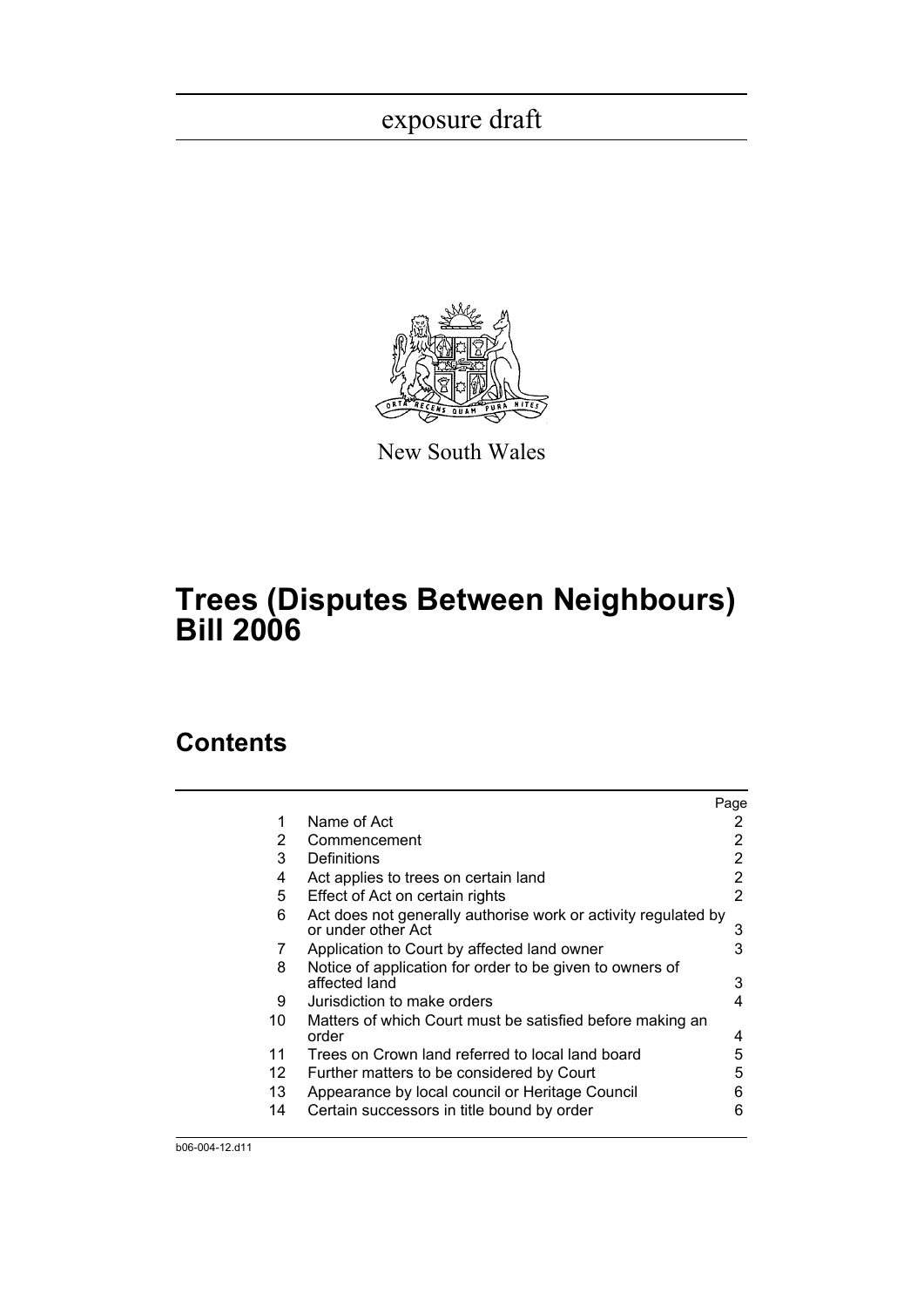exposure draft

New South Wales

# Trees (Disputes Between Neighbours) Bill 2006

## Contents

| | | Page |
|---|---|---|
| 1 | Name of Act | 2 |
| 2 | Commencement | 2 |
| 3 | Definitions | 2 |
| 4 | Act applies to trees on certain land | 2 |
| 5 | Effect of Act on certain rights | 2 |
| 6 | Act does not generally authorise work or activity regulated by or under other Act | 3 |
| 7 | Application to Court by affected land owner | 3 |
| 8 | Notice of application for order to be given to owners of affected land | 3 |
| 9 | Jurisdiction to make orders | 4 |
| 10 | Matters of which Court must be satisfied before making an order | 4 |
| 11 | Trees on Crown land referred to local land board | 5 |
| 12 | Further matters to be considered by Court | 5 |
| 13 | Appearance by local council or Heritage Council | 6 |
| 14 | Certain successors in title bound by order | 6 |

b06-004-12.d11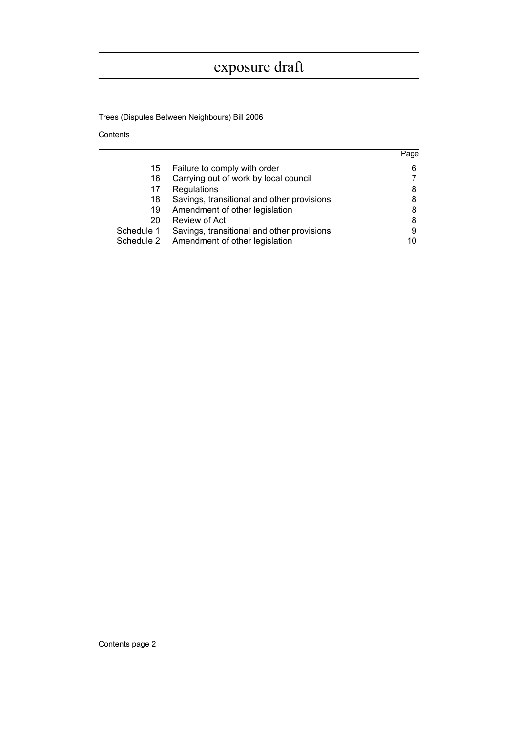exposure draft

Trees (Disputes Between Neighbours) Bill 2006

Contents

| | | Page |
|---|---|---|
| 15 | Failure to comply with order | 6 |
| 16 | Carrying out of work by local council | 7 |
| 17 | Regulations | 8 |
| 18 | Savings, transitional and other provisions | 8 |
| 19 | Amendment of other legislation | 8 |
| 20 | Review of Act | 8 |
| Schedule 1 | Savings, transitional and other provisions | 9 |
| Schedule 2 | Amendment of other legislation | 10 |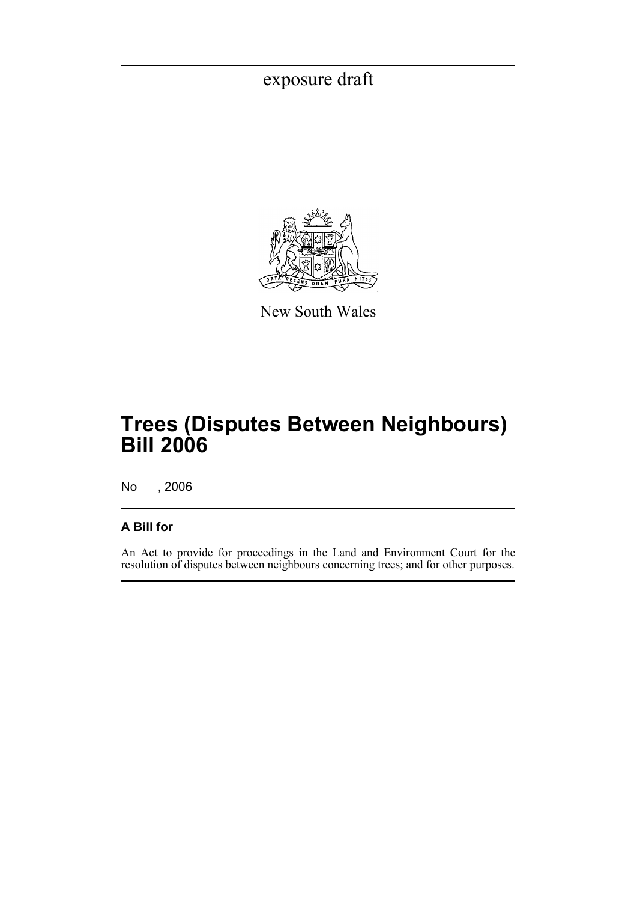exposure draft

New South Wales

# Trees (Disputes Between Neighbours) Bill 2006

No , 2006

### A Bill for

An Act to provide for proceedings in the Land and Environment Court for the resolution of disputes between neighbours concerning trees; and for other purposes.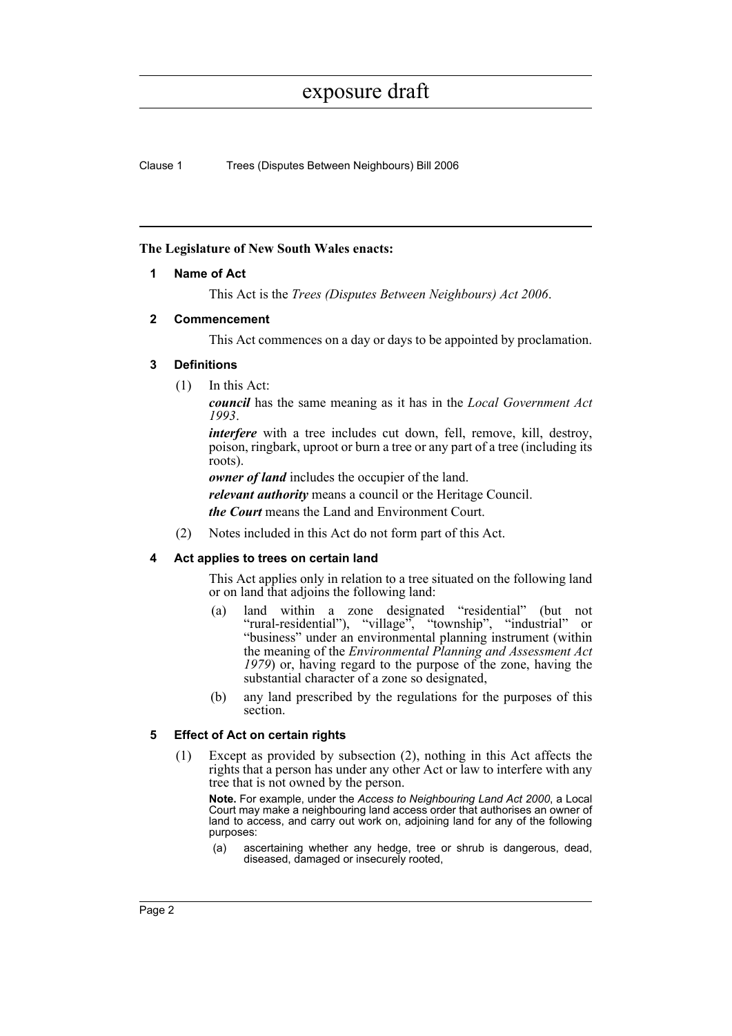**The Legislature of New South Wales enacts:**

## 1 Name of Act

This Act is the *Trees (Disputes Between Neighbours) Act 2006*.

## 2 Commencement

This Act commences on a day or days to be appointed by proclamation.

## 3 Definitions

(1) In this Act:

***council*** has the same meaning as it has in the *Local Government Act 1993*.

***interfere*** with a tree includes cut down, fell, remove, kill, destroy, poison, ringbark, uproot or burn a tree or any part of a tree (including its roots).

***owner of land*** includes the occupier of the land.

***relevant authority*** means a council or the Heritage Council.

***the Court*** means the Land and Environment Court.

(2) Notes included in this Act do not form part of this Act.

## 4 Act applies to trees on certain land

This Act applies only in relation to a tree situated on the following land or on land that adjoins the following land:

(a) land within a zone designated "residential" (but not "rural-residential"), "village", "township", "industrial" or "business" under an environmental planning instrument (within the meaning of the *Environmental Planning and Assessment Act 1979*) or, having regard to the purpose of the zone, having the substantial character of a zone so designated,

(b) any land prescribed by the regulations for the purposes of this section.

## 5 Effect of Act on certain rights

(1) Except as provided by subsection (2), nothing in this Act affects the rights that a person has under any other Act or law to interfere with any tree that is not owned by the person.

**Note.** For example, under the *Access to Neighbouring Land Act 2000*, a Local Court may make a neighbouring land access order that authorises an owner of land to access, and carry out work on, adjoining land for any of the following purposes:

(a) ascertaining whether any hedge, tree or shrub is dangerous, dead, diseased, damaged or insecurely rooted,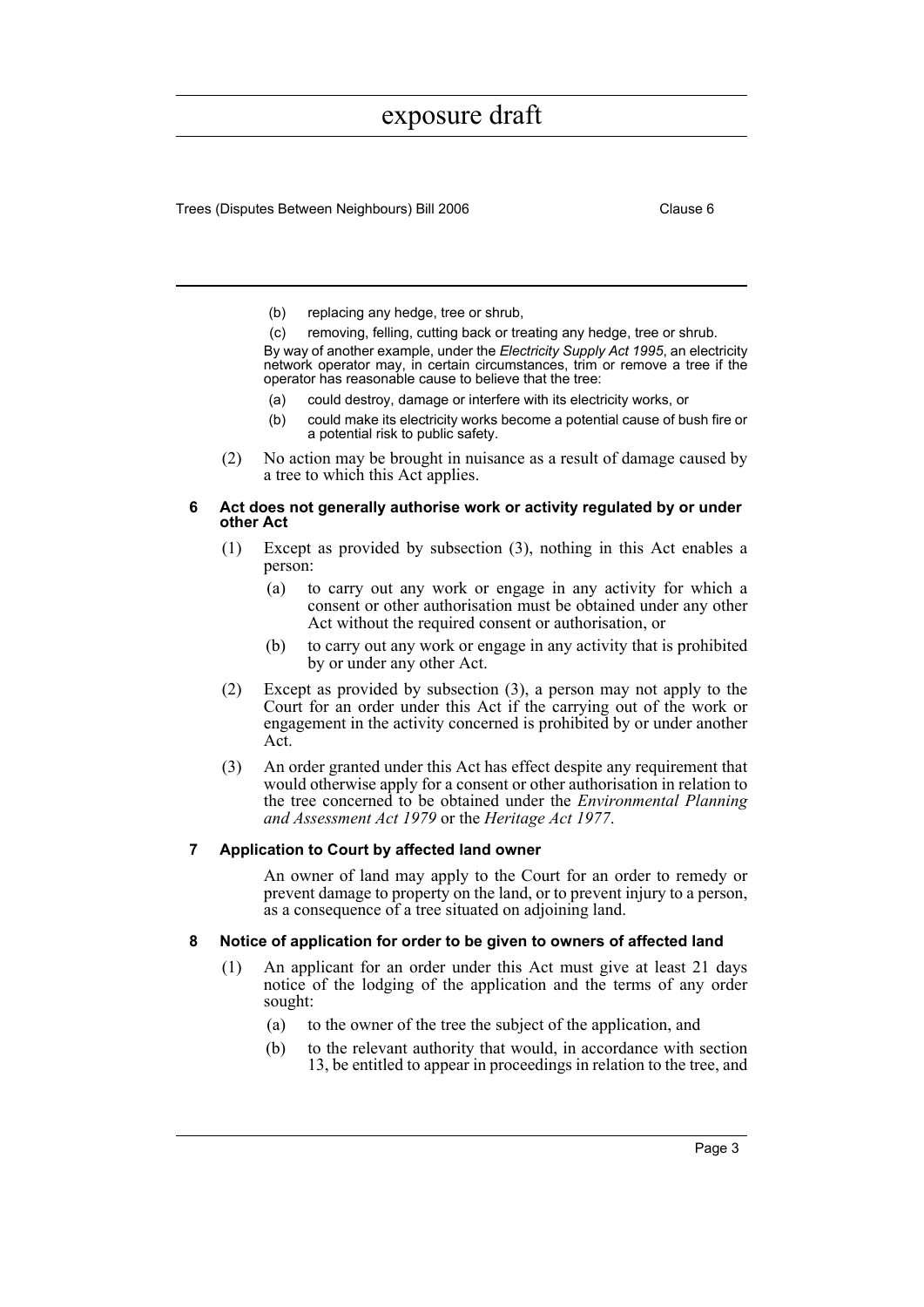(b) replacing any hedge, tree or shrub,

(c) removing, felling, cutting back or treating any hedge, tree or shrub.

By way of another example, under the *Electricity Supply Act 1995*, an electricity network operator may, in certain circumstances, trim or remove a tree if the operator has reasonable cause to believe that the tree:

(a) could destroy, damage or interfere with its electricity works, or

(b) could make its electricity works become a potential cause of bush fire or a potential risk to public safety.

(2) No action may be brought in nuisance as a result of damage caused by a tree to which this Act applies.

### 6 Act does not generally authorise work or activity regulated by or under other Act

(1) Except as provided by subsection (3), nothing in this Act enables a person:

(a) to carry out any work or engage in any activity for which a consent or other authorisation must be obtained under any other Act without the required consent or authorisation, or

(b) to carry out any work or engage in any activity that is prohibited by or under any other Act.

(2) Except as provided by subsection (3), a person may not apply to the Court for an order under this Act if the carrying out of the work or engagement in the activity concerned is prohibited by or under another Act.

(3) An order granted under this Act has effect despite any requirement that would otherwise apply for a consent or other authorisation in relation to the tree concerned to be obtained under the *Environmental Planning and Assessment Act 1979* or the *Heritage Act 1977*.

### 7 Application to Court by affected land owner

An owner of land may apply to the Court for an order to remedy or prevent damage to property on the land, or to prevent injury to a person, as a consequence of a tree situated on adjoining land.

### 8 Notice of application for order to be given to owners of affected land

(1) An applicant for an order under this Act must give at least 21 days notice of the lodging of the application and the terms of any order sought:

(a) to the owner of the tree the subject of the application, and

(b) to the relevant authority that would, in accordance with section 13, be entitled to appear in proceedings in relation to the tree, and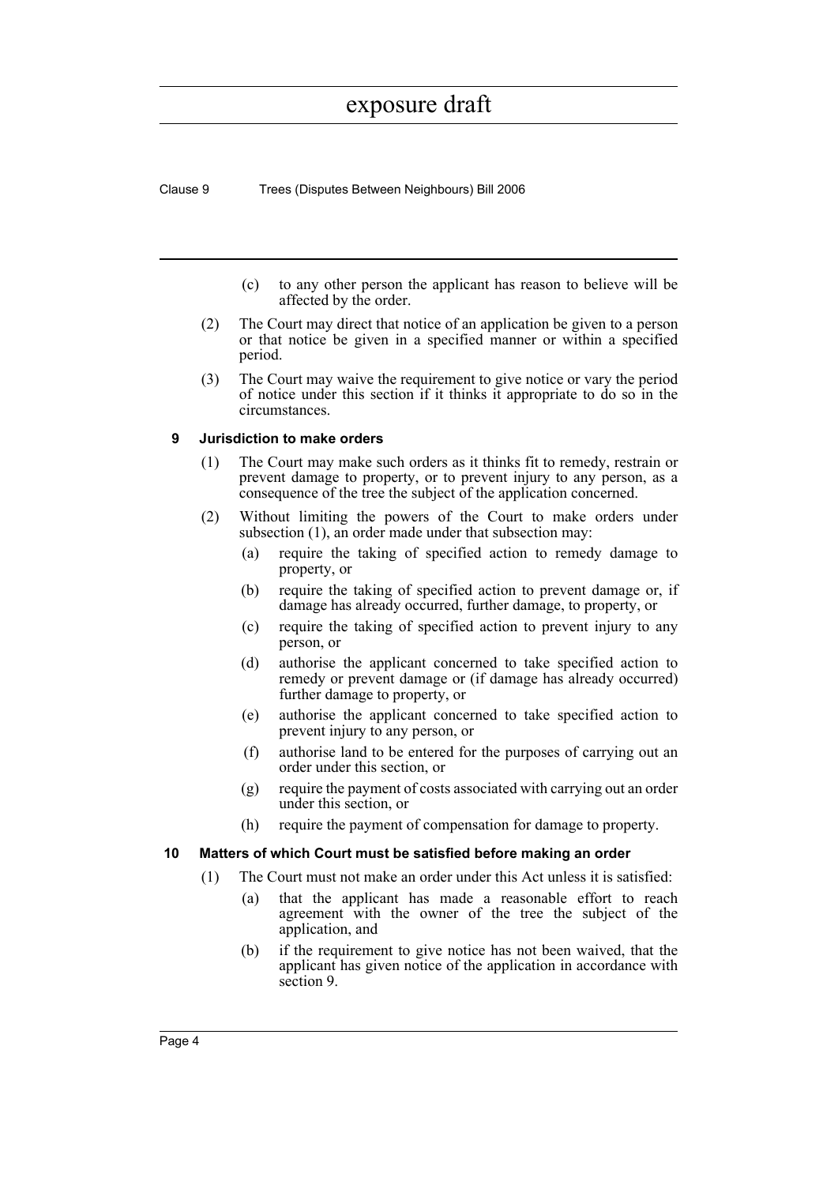(c) to any other person the applicant has reason to believe will be affected by the order.

(2) The Court may direct that notice of an application be given to a person or that notice be given in a specified manner or within a specified period.

(3) The Court may waive the requirement to give notice or vary the period of notice under this section if it thinks it appropriate to do so in the circumstances.

### 9 Jurisdiction to make orders

(1) The Court may make such orders as it thinks fit to remedy, restrain or prevent damage to property, or to prevent injury to any person, as a consequence of the tree the subject of the application concerned.

(2) Without limiting the powers of the Court to make orders under subsection (1), an order made under that subsection may:

(a) require the taking of specified action to remedy damage to property, or

(b) require the taking of specified action to prevent damage or, if damage has already occurred, further damage, to property, or

(c) require the taking of specified action to prevent injury to any person, or

(d) authorise the applicant concerned to take specified action to remedy or prevent damage or (if damage has already occurred) further damage to property, or

(e) authorise the applicant concerned to take specified action to prevent injury to any person, or

(f) authorise land to be entered for the purposes of carrying out an order under this section, or

(g) require the payment of costs associated with carrying out an order under this section, or

(h) require the payment of compensation for damage to property.

### 10 Matters of which Court must be satisfied before making an order

(1) The Court must not make an order under this Act unless it is satisfied:

(a) that the applicant has made a reasonable effort to reach agreement with the owner of the tree the subject of the application, and

(b) if the requirement to give notice has not been waived, that the applicant has given notice of the application in accordance with section 9.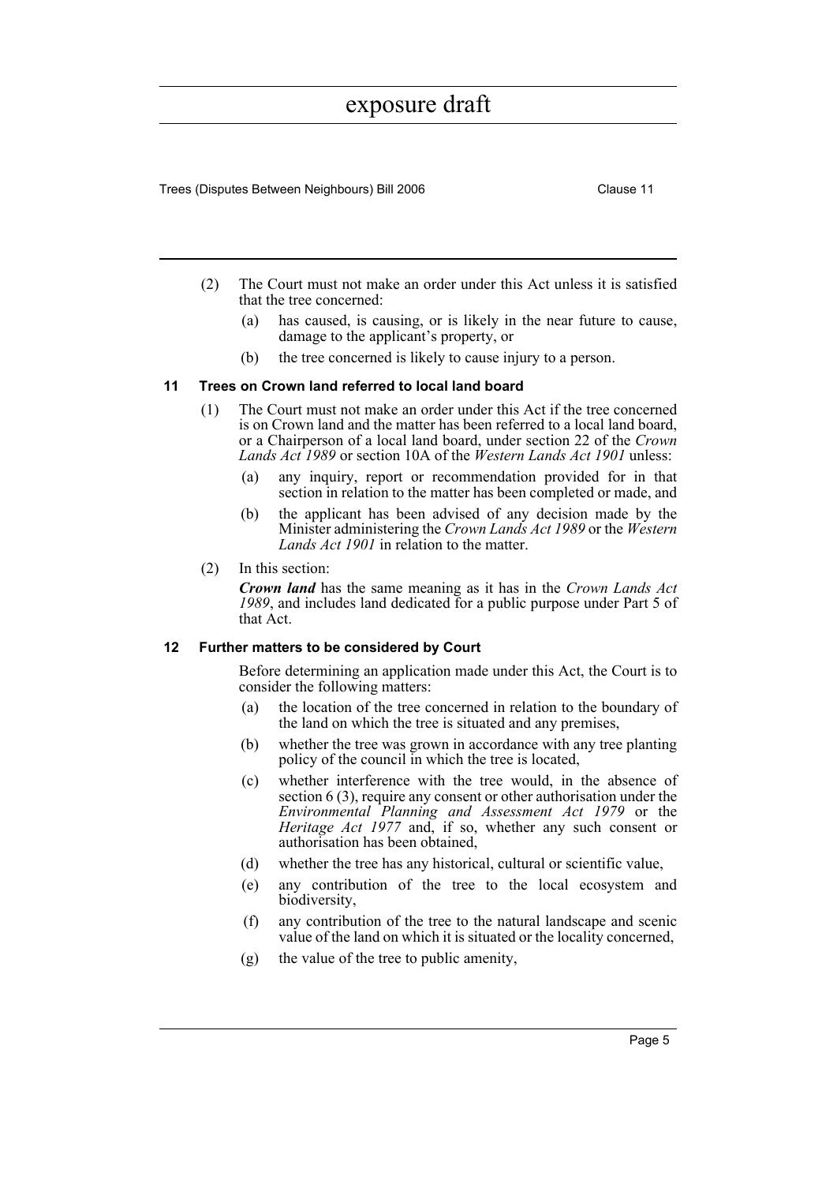(2) The Court must not make an order under this Act unless it is satisfied that the tree concerned:

(a) has caused, is causing, or is likely in the near future to cause, damage to the applicant's property, or

(b) the tree concerned is likely to cause injury to a person.

### 11 Trees on Crown land referred to local land board

(1) The Court must not make an order under this Act if the tree concerned is on Crown land and the matter has been referred to a local land board, or a Chairperson of a local land board, under section 22 of the *Crown Lands Act 1989* or section 10A of the *Western Lands Act 1901* unless:

(a) any inquiry, report or recommendation provided for in that section in relation to the matter has been completed or made, and

(b) the applicant has been advised of any decision made by the Minister administering the *Crown Lands Act 1989* or the *Western Lands Act 1901* in relation to the matter.

(2) In this section:

***Crown land*** has the same meaning as it has in the *Crown Lands Act 1989*, and includes land dedicated for a public purpose under Part 5 of that Act.

### 12 Further matters to be considered by Court

Before determining an application made under this Act, the Court is to consider the following matters:

(a) the location of the tree concerned in relation to the boundary of the land on which the tree is situated and any premises,

(b) whether the tree was grown in accordance with any tree planting policy of the council in which the tree is located,

(c) whether interference with the tree would, in the absence of section 6 (3), require any consent or other authorisation under the *Environmental Planning and Assessment Act 1979* or the *Heritage Act 1977* and, if so, whether any such consent or authorisation has been obtained,

(d) whether the tree has any historical, cultural or scientific value,

(e) any contribution of the tree to the local ecosystem and biodiversity,

(f) any contribution of the tree to the natural landscape and scenic value of the land on which it is situated or the locality concerned,

(g) the value of the tree to public amenity,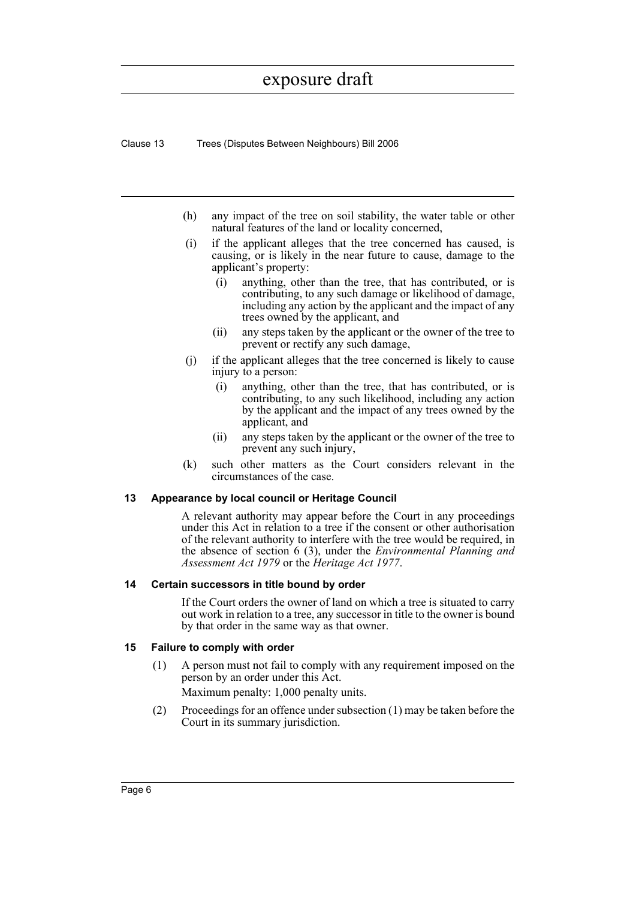(h) any impact of the tree on soil stability, the water table or other natural features of the land or locality concerned,

(i) if the applicant alleges that the tree concerned has caused, is causing, or is likely in the near future to cause, damage to the applicant's property:

  (i) anything, other than the tree, that has contributed, or is contributing, to any such damage or likelihood of damage, including any action by the applicant and the impact of any trees owned by the applicant, and

  (ii) any steps taken by the applicant or the owner of the tree to prevent or rectify any such damage,

(j) if the applicant alleges that the tree concerned is likely to cause injury to a person:

  (i) anything, other than the tree, that has contributed, or is contributing, to any such likelihood, including any action by the applicant and the impact of any trees owned by the applicant, and

  (ii) any steps taken by the applicant or the owner of the tree to prevent any such injury,

(k) such other matters as the Court considers relevant in the circumstances of the case.

### 13 Appearance by local council or Heritage Council

A relevant authority may appear before the Court in any proceedings under this Act in relation to a tree if the consent or other authorisation of the relevant authority to interfere with the tree would be required, in the absence of section 6 (3), under the *Environmental Planning and Assessment Act 1979* or the *Heritage Act 1977*.

### 14 Certain successors in title bound by order

If the Court orders the owner of land on which a tree is situated to carry out work in relation to a tree, any successor in title to the owner is bound by that order in the same way as that owner.

### 15 Failure to comply with order

(1) A person must not fail to comply with any requirement imposed on the person by an order under this Act.

Maximum penalty: 1,000 penalty units.

(2) Proceedings for an offence under subsection (1) may be taken before the Court in its summary jurisdiction.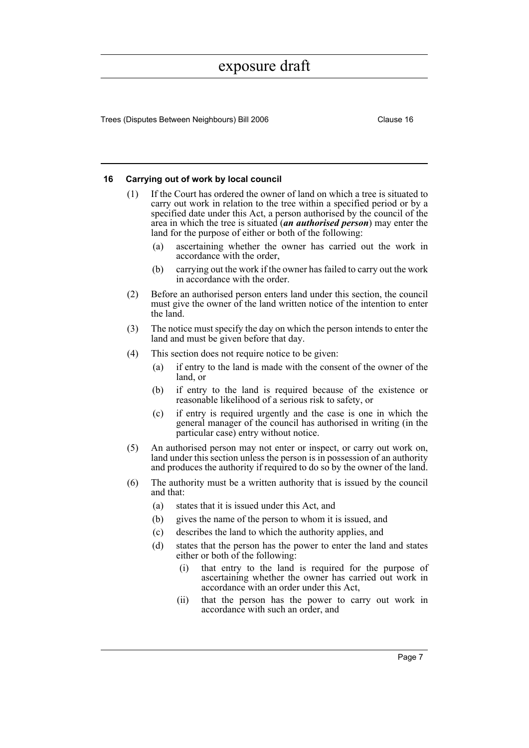#### 16 Carrying out of work by local council

(1) If the Court has ordered the owner of land on which a tree is situated to carry out work in relation to the tree within a specified period or by a specified date under this Act, a person authorised by the council of the area in which the tree is situated (***an authorised person***) may enter the land for the purpose of either or both of the following:

- (a) ascertaining whether the owner has carried out the work in accordance with the order,
- (b) carrying out the work if the owner has failed to carry out the work in accordance with the order.

(2) Before an authorised person enters land under this section, the council must give the owner of the land written notice of the intention to enter the land.

(3) The notice must specify the day on which the person intends to enter the land and must be given before that day.

(4) This section does not require notice to be given:

- (a) if entry to the land is made with the consent of the owner of the land, or
- (b) if entry to the land is required because of the existence or reasonable likelihood of a serious risk to safety, or
- (c) if entry is required urgently and the case is one in which the general manager of the council has authorised in writing (in the particular case) entry without notice.

(5) An authorised person may not enter or inspect, or carry out work on, land under this section unless the person is in possession of an authority and produces the authority if required to do so by the owner of the land.

(6) The authority must be a written authority that is issued by the council and that:

- (a) states that it is issued under this Act, and
- (b) gives the name of the person to whom it is issued, and
- (c) describes the land to which the authority applies, and
- (d) states that the person has the power to enter the land and states either or both of the following:
  - (i) that entry to the land is required for the purpose of ascertaining whether the owner has carried out work in accordance with an order under this Act,
  - (ii) that the person has the power to carry out work in accordance with such an order, and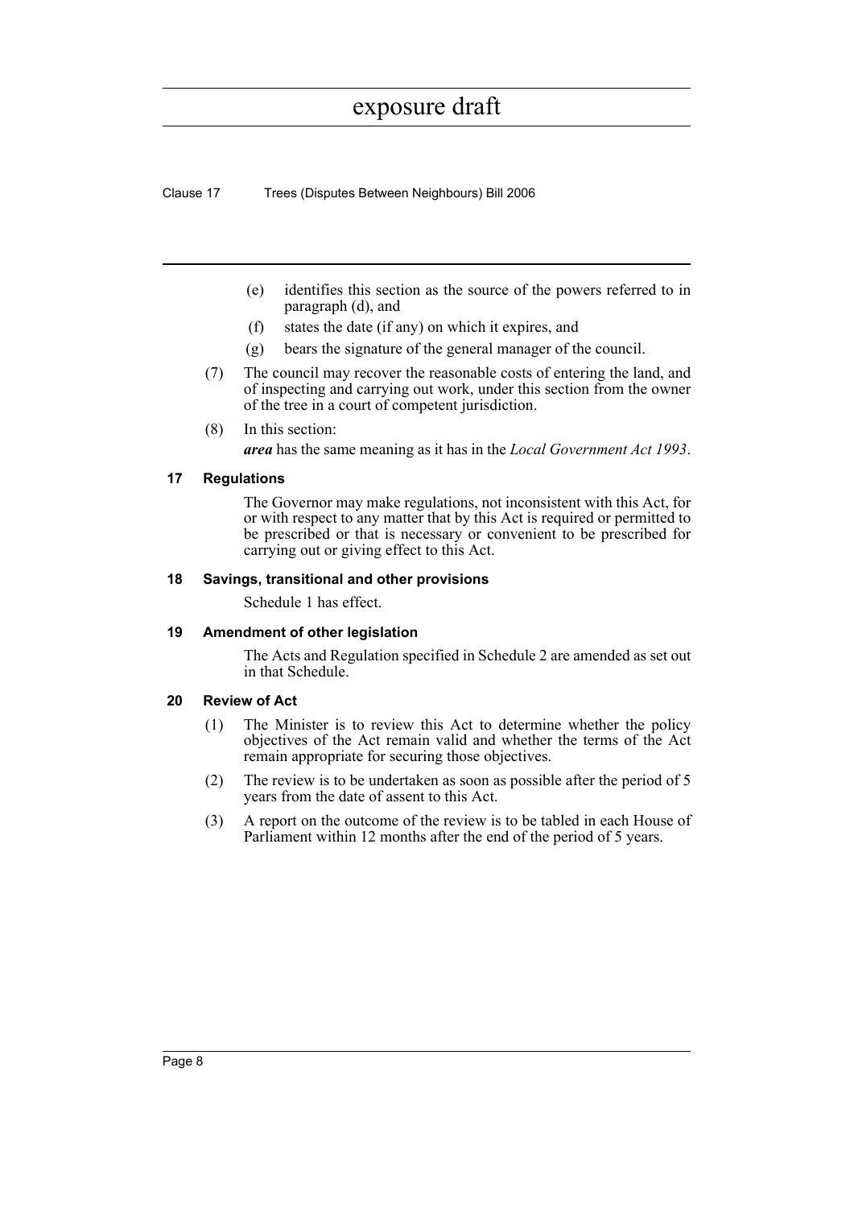- (e) identifies this section as the source of the powers referred to in paragraph (d), and
- (f) states the date (if any) on which it expires, and
- (g) bears the signature of the general manager of the council.

(7) The council may recover the reasonable costs of entering the land, and of inspecting and carrying out work, under this section from the owner of the tree in a court of competent jurisdiction.

(8) In this section:

***area*** has the same meaning as it has in the *Local Government Act 1993*.

### 17 Regulations

The Governor may make regulations, not inconsistent with this Act, for or with respect to any matter that by this Act is required or permitted to be prescribed or that is necessary or convenient to be prescribed for carrying out or giving effect to this Act.

### 18 Savings, transitional and other provisions

Schedule 1 has effect.

### 19 Amendment of other legislation

The Acts and Regulation specified in Schedule 2 are amended as set out in that Schedule.

### 20 Review of Act

(1) The Minister is to review this Act to determine whether the policy objectives of the Act remain valid and whether the terms of the Act remain appropriate for securing those objectives.

(2) The review is to be undertaken as soon as possible after the period of 5 years from the date of assent to this Act.

(3) A report on the outcome of the review is to be tabled in each House of Parliament within 12 months after the end of the period of 5 years.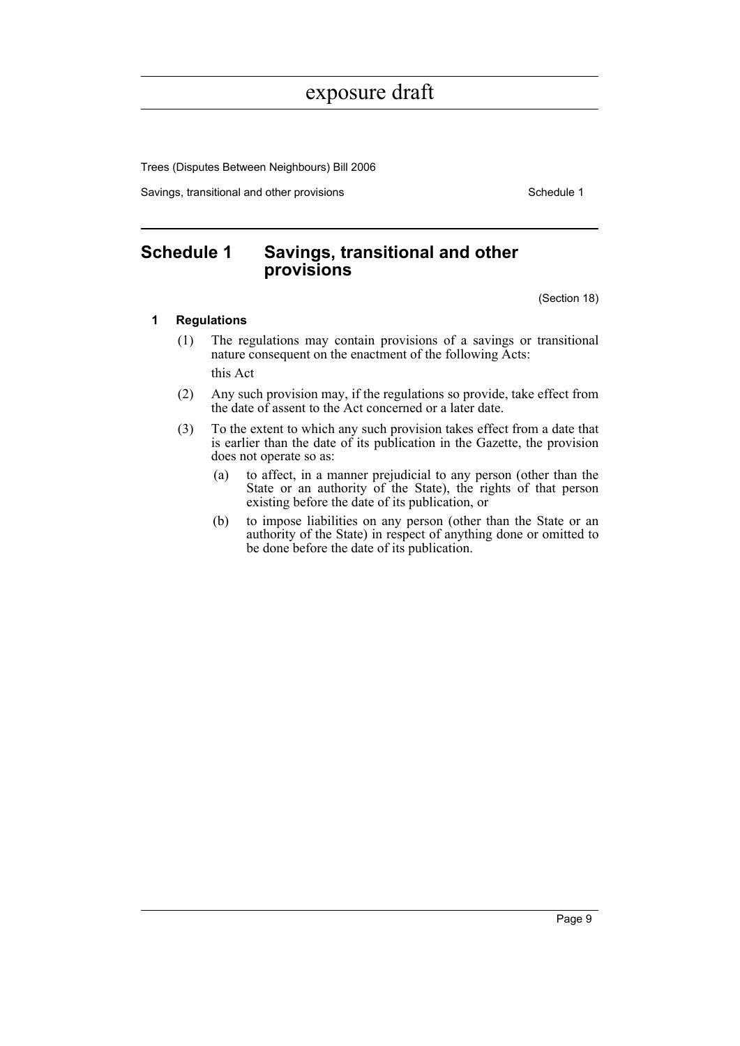# Schedule 1 Savings, transitional and other provisions

(Section 18)

### 1 Regulations

(1) The regulations may contain provisions of a savings or transitional nature consequent on the enactment of the following Acts:

this Act

(2) Any such provision may, if the regulations so provide, take effect from the date of assent to the Act concerned or a later date.

(3) To the extent to which any such provision takes effect from a date that is earlier than the date of its publication in the Gazette, the provision does not operate so as:

(a) to affect, in a manner prejudicial to any person (other than the State or an authority of the State), the rights of that person existing before the date of its publication, or

(b) to impose liabilities on any person (other than the State or an authority of the State) in respect of anything done or omitted to be done before the date of its publication.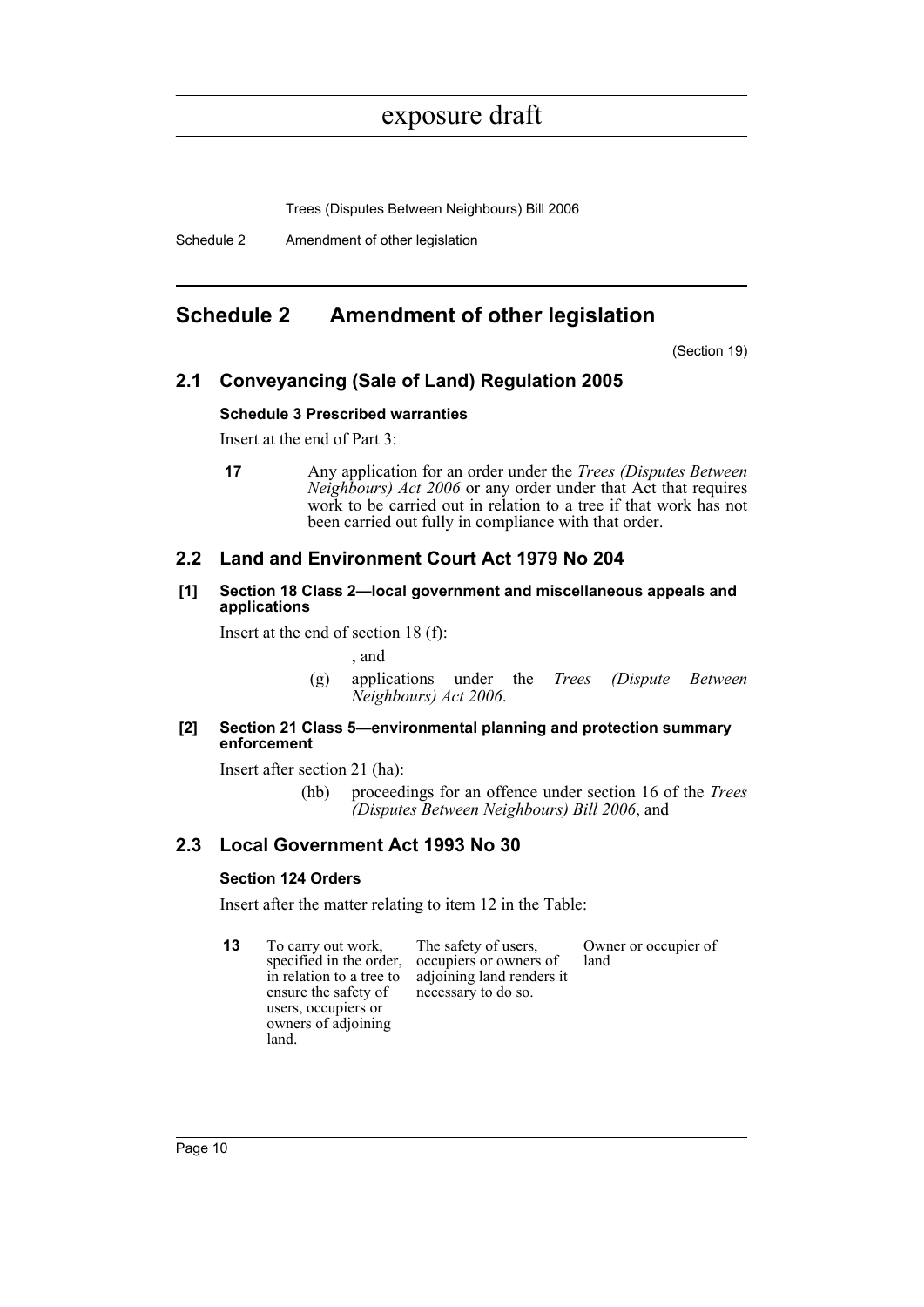# Schedule 2 Amendment of other legislation

(Section 19)

## 2.1 Conveyancing (Sale of Land) Regulation 2005

### Schedule 3 Prescribed warranties

Insert at the end of Part 3:

**17** Any application for an order under the *Trees (Disputes Between Neighbours) Act 2006* or any order under that Act that requires work to be carried out in relation to a tree if that work has not been carried out fully in compliance with that order.

## 2.2 Land and Environment Court Act 1979 No 204

### [1] Section 18 Class 2—local government and miscellaneous appeals and applications

Insert at the end of section 18 (f):

, and

(g) applications under the *Trees (Dispute Between Neighbours) Act 2006*.

### [2] Section 21 Class 5—environmental planning and protection summary enforcement

Insert after section 21 (ha):

(hb) proceedings for an offence under section 16 of the *Trees (Disputes Between Neighbours) Bill 2006*, and

## 2.3 Local Government Act 1993 No 30

### Section 124 Orders

Insert after the matter relating to item 12 in the Table:

| | | | |
|---|---|---|---|
| **13** | To carry out work, specified in the order, in relation to a tree to ensure the safety of users, occupiers or owners of adjoining land. | The safety of users, occupiers or owners of adjoining land renders it necessary to do so. | Owner or occupier of land |